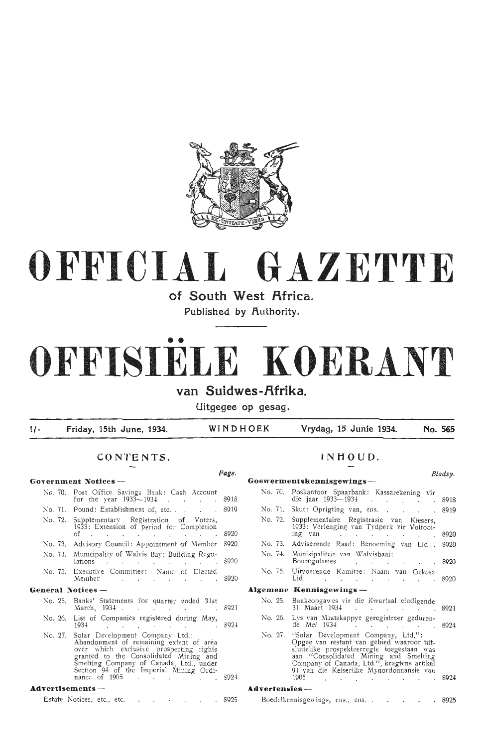# OFFICIAL GAZETTE

## of South West Africa.

Published by Authority.

# OFFISIËLE KOERANT

## van Suidwes-Afrika.

Uitgegee op gesag.

1/- Friday, 15th June, 1934. WINDHOEK Vrydag, 15 Junie 1934. No. 565

## CONTENTS.

| | Page. |
|---|---|
| **Government Notices —** | |
| No. 70. Post Office Savings Bank: Cash Account for the year 1933—1934 | 8918 |
| No. 71. Pound: Establishment of, etc. | 8919 |
| No. 72. Supplementary Registration of Voters, 1933: Extension of period for Completion of | 8920 |
| No. 73. Advisory Council: Appointment of Member | 8920 |
| No. 74. Municipality of Walvis Bay: Building Regulations | 8920 |
| No. 75. Executive Committee: Name of Elected Member | 8920 |
| **General Notices —** | |
| No. 25. Banks' Statements for quarter ended 31st March, 1934 | 8921 |
| No. 26. List of Companies registered during May, 1934 | 8924 |
| No. 27. Solar Development Company Ltd.: Abandonment of remaining extent of area over which exclusive prospecting rights granted to the Consolidated Mining and Smelting Company of Canada, Ltd., under Section 94 of the Imperial Mining Ordinance of 1905 | 8924 |
| **Advertisements —** | |
| Estate Notices, etc., etc. | 8925 |

## INHOUD.

| | Bladsy. |
|---|---|
| **Goewermentskennisgewings —** | |
| No. 70. Poskantoor Spaarbank: Kassarekening vir die jaar 1933—1934 | 8918 |
| No. 71. Skut: Oprigting van, ens. | 8919 |
| No. 72. Supplementaire Registrasie van Kiesers, 1933: Verlenging van Tydperk vir Voltooiing van | 8920 |
| No. 73. Adviserende Raad: Benoeming van Lid | 8920 |
| No. 74. Munisipaliteit van Walvisbaai: Bouregulasies | 8920 |
| No. 75. Uitvoerende Komitee: Naam van Gekose Lid | 8920 |
| **Algemene Kennisgewings —** | |
| No. 25. Bankeopgawes vir die Kwartaal eindigende 31 Maart 1934 | 8921 |
| No. 26. Lys van Maatskappye geregistreer gedurende Mei 1934 | 8924 |
| No. 27. "Solar Development Company, Ltd,": Opgee van restant van gebied waaroor uitsluitelike prospekteerregte toegestaan was aan "Consolidated Mining and Smelting Company of Canada, Ltd.", kragtens artikel 94 van die Keiserlike Mynordonnansie van 1905 | 8924 |
| **Advertensies —** | |
| Boedelkennisgewings, ens., ens. | 8925 |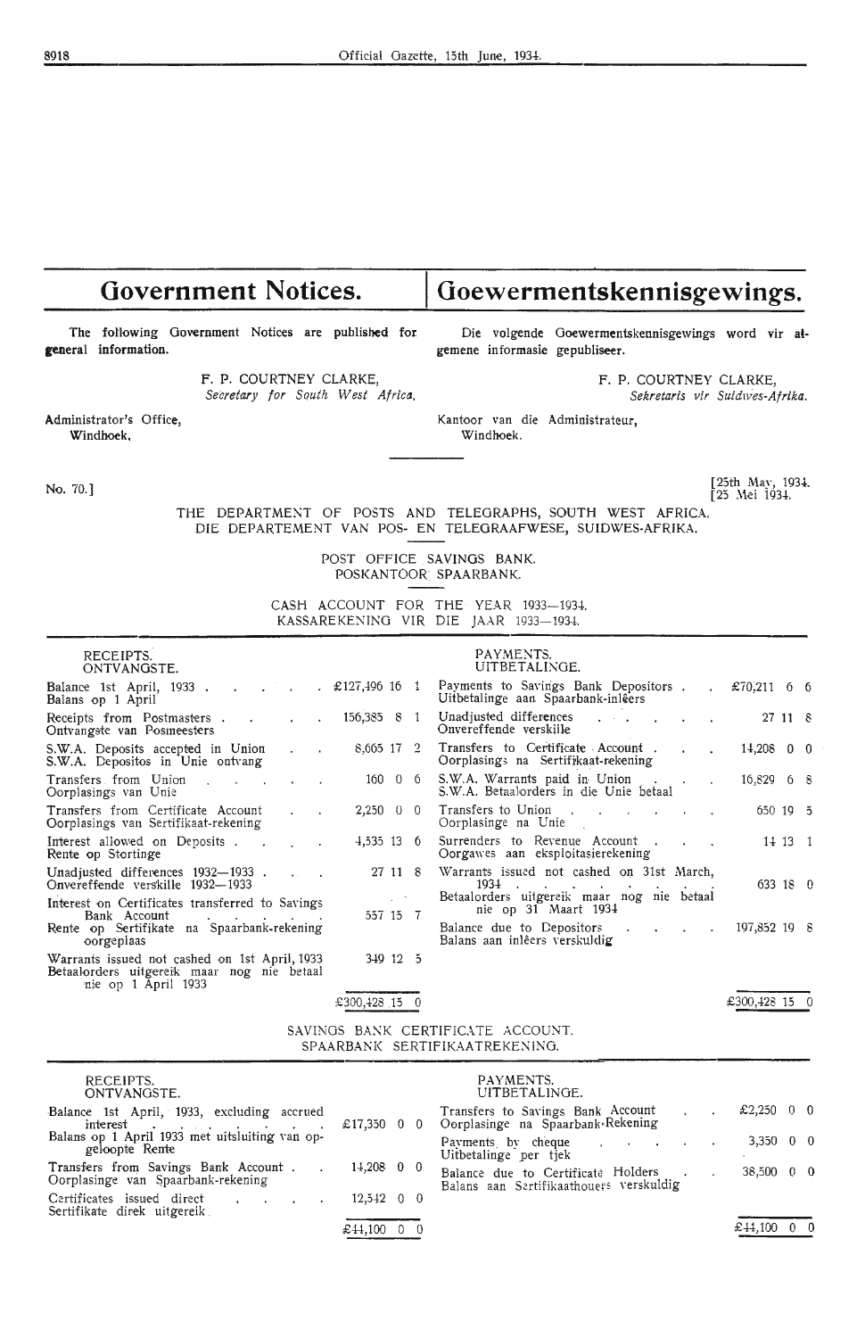# Government Notices.

# Goewermentskennisgewings.

The following Government Notices are published for general information.

F. P. COURTNEY CLARKE,
*Secretary for South West Africa.*

Administrator's Office,
Windhoek.

Die volgende Goewermentskennisgewings word vir algemene informasie gepubliseer.

F. P. COURTNEY CLARKE,
*Sekretaris vir Suidwes-Afrika.*

Kantoor van die Administrateur,
Windhoek.

No. 70.]

[25th May, 1934.
[25 Mei 1934.

THE DEPARTMENT OF POSTS AND TELEGRAPHS, SOUTH WEST AFRICA.
DIE DEPARTEMENT VAN POS- EN TELEGRAAFWESE, SUIDWES-AFRIKA.

POST OFFICE SAVINGS BANK.
POSKANTOOR SPAARBANK.

CASH ACCOUNT FOR THE YEAR 1933—1934.
KASSAREKENING VIR DIE JAAR 1933—1934.

| RECEIPTS. ONTVANGSTE. | | PAYMENTS. UITBETALINGE. | |
|---|---|---|---|
| Balance 1st April, 1933. Balans op 1 April | £127,496 16 1 | Payments to Savings Bank Depositors. Uitbetalinge aan Spaarbank-inlêers | £70,211 6 6 |
| Receipts from Postmasters. Ontvangste van Posmeesters | 156,385 8 1 | Unadjusted differences. Onvereffende verskille | 27 11 8 |
| S.W.A. Deposits accepted in Union. S.W.A. Depositos in Unie ontvang | 8,605 17 2 | Transfers to Certificate Account. Oorplasings na Sertifikaat-rekening | 14,208 0 0 |
| Transfers from Union. Oorplasings van Unie | 160 0 6 | S.W.A. Warrants paid in Union. S.W.A. Betaalorders in die Unie betaal | 16,829 6 8 |
| Transfers from Certificate Account. Oorplasings van Sertifikaat-rekening | 2,250 0 0 | Transfers to Union. Oorplasinge na Unie | 650 19 5 |
| Interest allowed on Deposits. Rente op Storting | 4,535 13 6 | Surrenders to Revenue Account. Oorgawes aan eksploitasierekening | 14 13 1 |
| Unadjusted differences 1932—1933. Onvereffende verskille 1932—1933 | 27 11 8 | Warrants issued not cashed on 31st March, 1934. Betaalorders uitgereik maar nog nie betaal nie op 31 Maart 1934 | 633 18 0 |
| Interest on Certificates transferred to Savings Bank Account. Rente op Sertifikate na Spaarbank-rekening oorgeplaas | 557 15 7 | Balance due to Depositors. Balans aan inlêers verskuldig | 197,852 19 8 |
| Warrants issued not cashed on 1st April, 1933. Betaalorders uitgereik maar nog nie betaal nie op 1 April 1933 | 349 12 5 | | |
| | £300,428 15 0 | | £300,428 15 0 |

SAVINGS BANK CERTIFICATE ACCOUNT.
SPAARBANK SERTIFIKAATREKENING.

| RECEIPTS. ONTVANGSTE. | | PAYMENTS. UITBETALINGE. | |
|---|---|---|---|
| Balance 1st April, 1933, excluding accrued interest. Balans op 1 April 1933 met uitsluiting van opgeloopte Rente | £17,350 0 0 | Transfers to Savings Bank Account. Oorplasinge na Spaarbank-Rekening | £2,250 0 0 |
| Transfers from Savings Bank Account. Oorplasinge van Spaarbank-rekening | 14,208 0 0 | Payments by cheque. Uitbetalinge per tjek | 3,350 0 0 |
| Certificates issued direct. Sertifikate direk uitgereik | 12,542 0 0 | Balance due to Certificate Holders. Balans aan Sertifikaathouers verskuldig | 38,500 0 0 |
| | £44,100 0 0 | | £44,100 0 0 |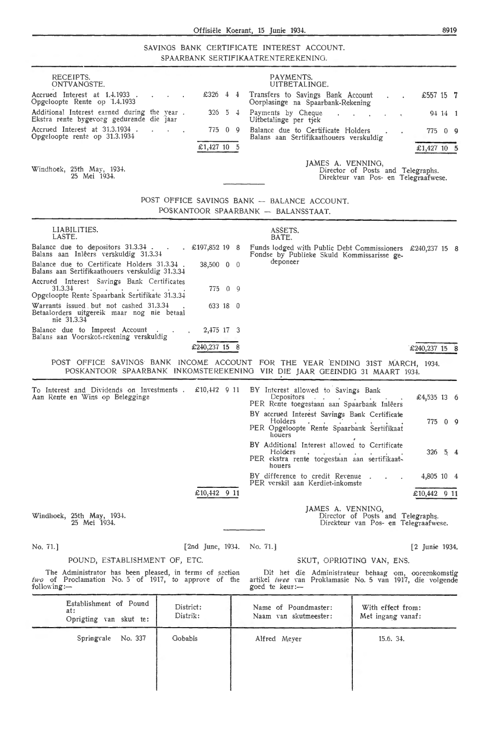## SAVINGS BANK CERTIFICATE INTEREST ACCOUNT.
## SPAARBANK SERTIFIKAATRENTEREKENING.

| RECEIPTS. ONTVANGSTE. | | PAYMENTS. UITBETALINGE. | |
|---|---|---|---|
| Accrued Interest at 1.4.1933 . Opgeloopte Rente op 1.4.1933 | £326 4 4 | Transfers to Savings Bank Account . Oorplasinge na Spaarbank-Rekening | £557 15 7 |
| Additional Interest earned during the year . Ekstra rente bygevoeg gedurende die jaar | 326 5 4 | Payments by Cheque . Uitbetalinge per tjek | 94 14 1 |
| Accrued Interest at 31.3.1934 . Opgeloopte rente op 31.3.1934 | 775 0 9 | Balance due to Certificate Holders . Balans aan Sertifikaathouers verskuldig | 775 0 9 |
| | £1,427 10 5 | | £1,427 10 5 |

Windhoek, 25th May, 1934.
25 Mei 1934.

JAMES A. VENNING,
Director of Posts and Telegraphs.
Direkteur van Pos- en Telegraafwese.

## POST OFFICE SAVINGS BANK — BALANCE ACCOUNT.
## POSKANTOOR SPAARBANK — BALANSSTAAT.

| LIABILITIES. LASTE. | | ASSETS. BATE. | |
|---|---|---|---|
| Balance due to depositors 31.3.34 . Balans aan Inlêers verskuldig 31.3.34 | £197,852 19 8 | Funds lodged with Public Debt Commissioners Fondse by Publieke Skuld Kommissarisse gedeponeer | £240,237 15 8 |
| Balance due to Certificate Holders 31.3.34 . Balans aan Sertifikaathouers verskuldig 31.3.34 | 38,500 0 0 | | |
| Accrued Interest Savings Bank Certificates 31.3.34 . Opgeloopte Rente Spaarbank Sertifikate 31.3.34 | 775 0 9 | | |
| Warrants issued but not cashed 31.3.34 . Betaalorders uitgereik maar nog nie betaal nie 31.3.34 | 633 18 0 | | |
| Balance due to Imprest Account . Balans aan Voorskot-rekening verskuldig | 2,475 17 3 | | |
| | £240,237 15 8 | | £240,237 15 8 |

## POST OFFICE SAVINGS BANK INCOME ACCOUNT FOR THE YEAR ENDING 31ST MARCH, 1934.
## POSKANTOOR SPAARBANK INKOMSTEREKENING VIR DIE JAAR GEËINDIG 31 MAART 1934.

| | | | |
|---|---|---|---|
| To Interest and Dividends on Investments . Aan Rente en Wins op Beleggings | £10,442 9 11 | BY Interest allowed to Savings Bank Depositors . PER Rente toegestaan aan Spaarbank Inlêers | £4,535 13 6 |
| | | BY accrued Interest Savings Bank Certificate Holders . PER Opgeloopte Rente Spaarbank Sertifikaat houers | 775 0 9 |
| | | BY Additional Interest allowed to Certificate Holders . PER ekstra rente toegestaan aan sertifikaathouers | 326 5 4 |
| | | BY difference to credit Revenue . PER verskil aan Kerdiet-inkomste | 4,805 10 4 |
| | £10,442 9 11 | | £10,442 9 11 |

Windhoek, 25th May, 1934.
25 Mei 1934.

JAMES A. VENNING,
Director of Posts and Telegraphs.
Direkteur van Pos- en Telegraafwese.

No. 71.] [2nd June, 1934.

### POUND, ESTABLISHMENT OF, ETC.

The Administrator has been pleased, in terms of section *two* of Proclamation No. 5 of 1917, to approve of the following:—

No. 71.] [2 Junie 1934.

### SKUT, OPRIGTING VAN, ENS.

Dit het die Administrateur behaag om, ooreenkomstig artikel *twee* van Proklamasie No. 5 van 1917, die volgende goed te keur:—

| Establishment of Pound at: Oprigting van skut te: | District: Distrik: | Name of Poundmaster: Naam van skutmeester: | With effect from: Met ingang vanaf: |
|---|---|---|---|
| Springvale No. 337 | Gobabis | Alfred Meyer | 15.6. 34. |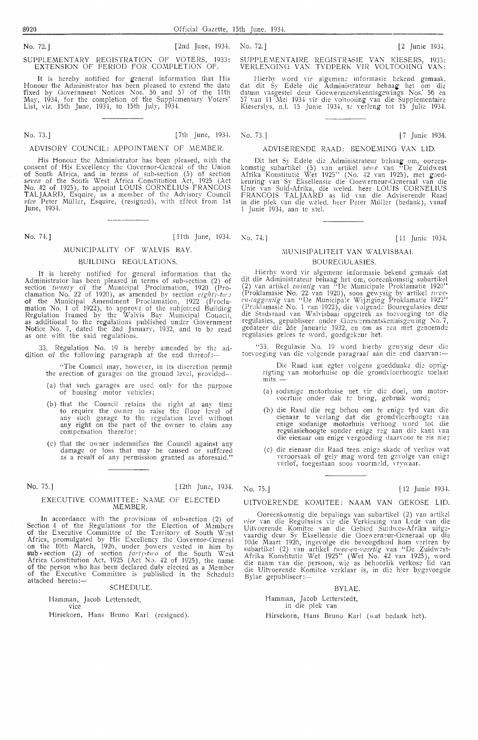No. 72.] [2nd June, 1934.

## SUPPLEMENTARY REGISTRATION OF VOTERS, 1933: EXTENSION OF PERIOD FOR COMPLETION OF.

It is hereby notified for general information that His Honour the Administrator has been pleased to extend the date fixed by Government Notices Nos. 56 and 57 of the 11th May, 1934, for the completion of the Supplementary Voters' List, viz. 15th June, 1934, to 15th July, 1934.

---

No. 73.] [7th June, 1934.

## ADVISORY COUNCIL: APPOINTMENT OF MEMBER.

His Honour the Administrator has been pleased, with the consent of His Excellency the Governor-General of the Union of South Africa, and in terms of sub-section (5) of section *seven* of the South West Africa Constitution Act, 1925 (Act No. 42 of 1925), to appoint LOUIS CORNELIUS FRANCOIS TALJAARD, Esquire, as a member of the Advisory Council *vice* Peter Müller, Esquire, (resigned), with effect from 1st June, 1934.

---

No. 74.] [11th June, 1934.

## MUNICIPALITY OF WALVIS BAY.

### BUILDING REGULATIONS.

It is hereby notified for general information that the Administrator has been pleased in terms of sub-section (2) of section *twenty* of the Municipal Proclamation, 1920 (Proclamation No. 22 of 1920), as amended by section *eighty-two* of the Municipal Amendment Proclamation, 1922 (Proclamation No. 1 of 1922), to approve of the subjoined Building Regulation framed by the Walvis Bay Municipal Council, as additional to the regulations published under Government Notice No. 7, dated the 2nd January, 1932, and to be read as one with the said regulations.

33. Regulation No. 19 is hereby amended by the addition of the following paragraph at the end thereof:—

> "The Council may, however, in its discretion permit the erection of garages on the ground level, provided—
>
> (a) that such garages are used only for the purpose of housing motor vehicles;
>
> (b) that the Council retains the right at any time to require the owner to raise the floor level of any such garage to the regulation level without any right on the part of the owner to claim any compensation therefor;
>
> (c) that the owner indemnifies the Council against any damage or loss that may be caused or suffered as a result of any permission granted as aforesaid."

---

No. 75.] [12th June, 1934.

## EXECUTIVE COMMITTEE: NAME OF ELECTED MEMBER.

In accordance with the provisions of sub-section (2) of Section 4 of the Regulations for the Election of Members of the Executive Committee of the Territory of South West Africa, promulgated by His Excellency the Governor-General on the 10th March, 1926, under powers vested in him by sub-section (2) of section *forty-two* of the South West Africa Constitution Act, 1925 (Act No. 42 of 1925), the name of the person who has been declared duly elected as a Member of the Executive Committee is published in the Schedule attached hereto:—

SCHEDULE.

Hamman, Jacob Letterstedt,
vice
Hirsekorn, Hans Bruno Karl (resigned).

---

No. 72.] [2 Junie 1934.

## SUPPLEMENTAIRE REGISTRASIE VAN KIESERS, 1933: VERLENGING VAN TYDPERK VIR VOLTOOIING VAN:

Hierby word vir algemene informasie bekend gemaak, dat dit Sy Edele die Administrateur behaag het om die datum vasgestel deur Goewermentskennisgewings Nos. 56 en 57 van 11 Mei 1934 vir die voltooiing van die Supplementaire Kieserslys, n.l. 15 Junie 1934, te verleng tot 15 Julie 1934.

---

No. 73.] [7 Junie 1934.

## ADVISERENDE RAAD: BENOEMING VAN LID.

Dit het Sy Edele die Administrateur behaag om, ooreenkomstig subartikel (5) van artikel *sewe* van "De Zuidwest Afrika Konstitutie Wet 1925" (No. 42 van 1925), met goedkeuring van Sy Eksellensie die Goewerneur-Generaal van die Unie van Suid-Afrika, die weled. heer LOUIS CORNELIUS FRANCOIS TALJAARD as lid van die Adviserende Raad in die plek van die weled. heer Peter Müller (bedank), vanaf 1 Junie 1934, aan te stel.

---

No. 74.] [11 Junie 1934.

## MUNISIPALITEIT VAN WALVISBAAI.

### BOUREGULASIES.

Hierby word vir algemene informasie bekend gemaak dat dit die Administrateur behaag het om, ooreenkomstig subartikel (2) van artikel *twintig* van "De Municipale Proklamatie 1920" (Proklamasie No. 22 van 1920), soos gewysig by artikel *twee-en-taggentig* van "De Municipale Wijziging Proklamatie 1922" (Proklamasie No. 1 van 1922), die volgende Bouregulasies deur die Stadsraad van Walvisbaai opgetrek as toevoeging tot die regulasies, gepubliseer onder Goewermentskennisgewing No. 7, gedateer die 2de Januarie 1932, en om as een met genoemde regulasies gelees te word, goedgekeur het.

"33. Regulasie No. 19 word hierby gewysig deur die toevoeging van die volgende paragraaf aan die end daarvan:—

> Die Raad kan egter volgens goeddunke die oprigting van motorhuise op die grondvloerhoogte toelaat mits —
>
> (a) sodanige motorhuise net vir die doel, om motorvoertuie onder dak te bring, gebruik word;
>
> (b) die Raad die reg behou om te enige tyd van die eienaar te verlang dat die grondvloerhoogte van enige sodanige motorhuis verhoog word tot die regulasiehoogte sonder enige reg aan die kant van die eienaar om enige vergoeding daarvoor te eis nie;
>
> (c) die eienaar die Raad teen enige skade of verlies wat veroorsaak of gely mag word ten gevolge van enige verlof, toegestaan soos voormeld, vrywaar.

---

No. 75.] [12 Junie 1934.

## UITVOERENDE KOMITEE: NAAM VAN GEKOSE LID.

Ooreenkomstig die bepalings van subartikel (2) van artikel *vier* van die Regulasies vir die Verkiesing van Lede van die Uitvoerende Komitee van die Gebied Suidwes-Afrika uitgevaardig deur Sy Eksellensie die Goewerneur-Generaal op die 10de Maart 1926, ingevolge die bevoegdheid hom verleen by subartikel (2) van artikel *twee-en-veertig* van "De Zuidwest-Afrika Konstitutie Wet 1925" (Wet No. 42 van 1925), word die naam van die persoon, wie as behoorlik verkose lid van die Uitvoerende Komitee verklaar is, in die hier bygevoegde Bylae gepubliseer:—

BYLAE.

Hamman, Jacob Letterstedt,
in die plek van
Hirsekorn, Hans Bruno Karl (wat bedank het).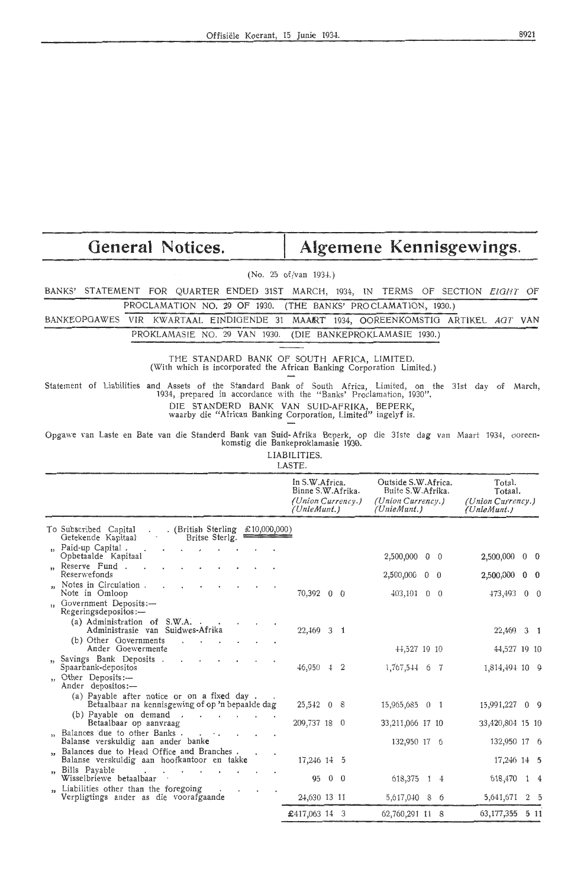# General Notices. | Algemene Kennisgewings.

(No. 25 of/van 1934.)

BANKS' STATEMENT FOR QUARTER ENDED 31ST MARCH, 1934, IN TERMS OF SECTION *EIGHT* OF PROCLAMATION NO. 29 OF 1930. (THE BANKS' PROCLAMATION, 1930.)

BANKEOPGAWES VIR KWARTAAL EINDIGENDE 31 MAART 1934, OOREENKOMSTIG ARTIKEL *AGT* VAN PROKLAMASIE NO. 29 VAN 1930. (DIE BANKEPROKLAMASIE 1930.)

THE STANDARD BANK OF SOUTH AFRICA, LIMITED.
(With which is incorporated the African Banking Corporation Limited.)

Statement of Liabilities and Assets of the Standard Bank of South Africa, Limited, on the 31st day of March, 1934, prepared in accordance with the "Banks' Proclamation, 1930".

DIE STANDERD BANK VAN SUID-AFRIKA, BEPERK,
waarby die "African Banking Corporation, Limited" ingelyf is.

Opgawe van Laste en Bate van die Standerd Bank van Suid-Afrika Beperk, op die 31ste dag van Maart 1934, ooreenkomstig die Bankeproklamasie 1930.

LIABILITIES.
LASTE.

| | In S.W.Africa. Binne S.W.Afrika. *(Union Currency.) (UnieMunt.)* | Outside S.W.Africa. Buite S.W.Afrika. *(Union Currency.) (UnieMunt.)* | Total. Totaal. *(Union Currency.) (UnieMunt.)* |
|---|---|---|---|
| To Subscribed Capital . . (British Sterling £10,000,000) Getekende Kapitaal Britse Sterlg. | | | |
| ,, Paid-up Capital . Opbetaalde Kapitaal | | 2,500,000 0 0 | 2,500,000 0 0 |
| ,, Reserve Fund . Reserwefonds | | 2,500,000 0 0 | 2,500,000 0 0 |
| ,, Notes in Circulation . Note in Omloop | 70,392 0 0 | 403,101 0 0 | 473,493 0 0 |
| ,, Government Deposits:— Regeringsdepositos:— | | | |
| (a) Administration of S.W.A. Administrasie van Suidwes-Afrika | 22,469 3 1 | | 22,469 3 1 |
| (b) Other Governments Ander Goewermente | | 44,527 19 10 | 44,527 19 10 |
| ,, Savings Bank Deposits . Spaarbank-depositos | 46,950 4 2 | 1,767,544 6 7 | 1,814,494 10 9 |
| ,, Other Deposits:— Ander depositos:— | | | |
| (a) Payable after notice or on a fixed day . Betaalbaar na kennisgewing of op 'n bepaalde dag | 25,542 0 8 | 15,965,685 0 1 | 15,991,227 0 9 |
| (b) Payable on demand Betaalbaar op aanvraag | 209,737 18 0 | 33,211,066 17 10 | 33,420,804 15 10 |
| ,, Balances due to other Banks . Balanse verskuldig aan ander banke | | 132,950 17 6 | 132,950 17 6 |
| ,, Balances due to Head Office and Branches . Balanse verskuldig aan hoofkantoor en takke | 17,246 14 5 | | 17,246 14 5 |
| ,, Bills Payable Wisselbriewe betaalbaar | 95 0 0 | 618,375 1 4 | 618,470 1 4 |
| ,, Liabilities other than the foregoing Verpligtings ander as die voorafgaande | 24,630 13 11 | 5,617,040 8 6 | 5,641,671 2 5 |
| | £417,063 14 3 | 62,760,291 11 8 | 63,177,355 5 11 |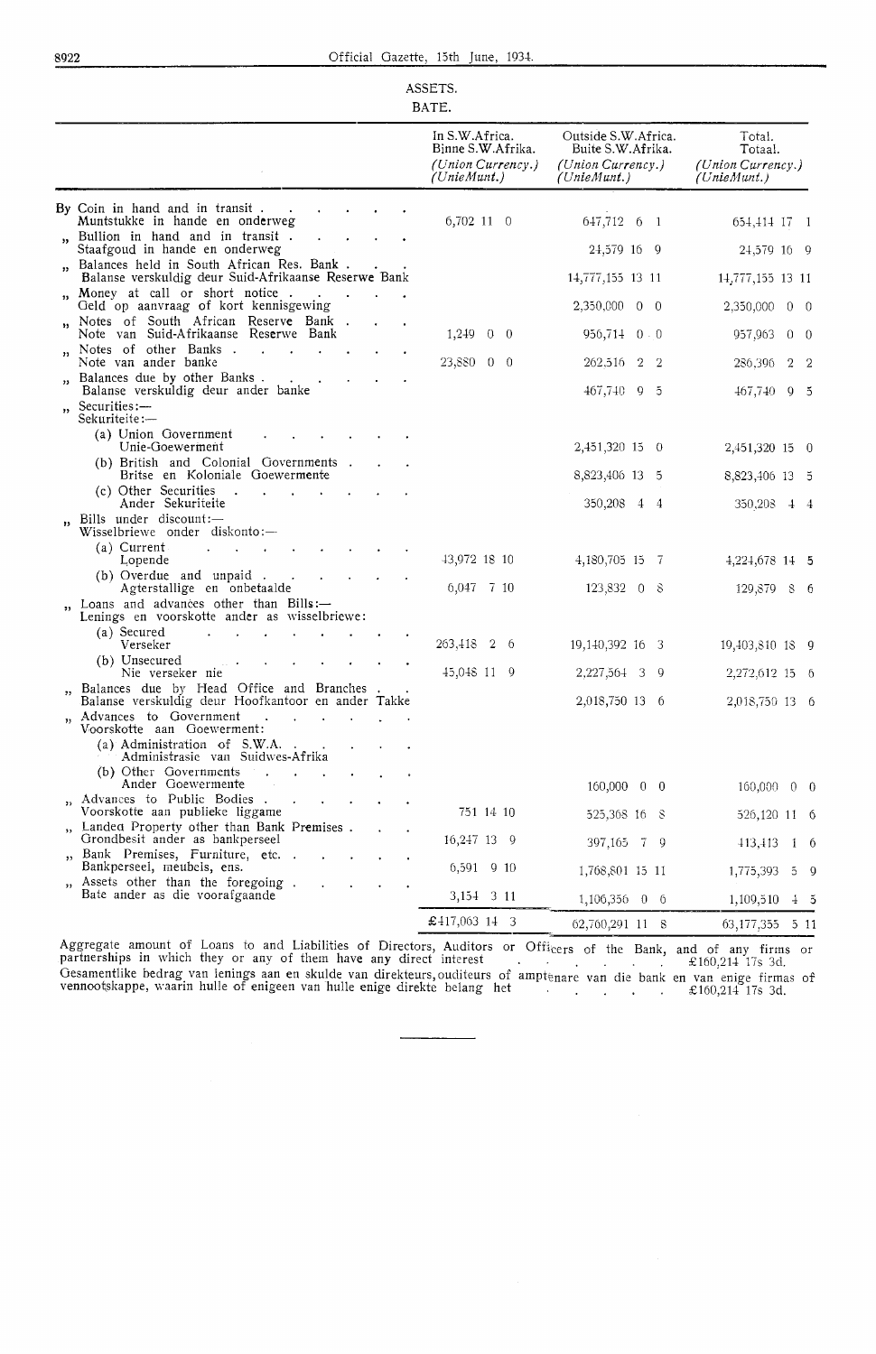ASSETS.
BATE.

| | In S.W.Africa. Binne S.W.Afrika. *(Union Currency.)* *(UnieMunt.)* | Outside S.W.Africa. Buite S.W.Afrika. *(Union Currency.)* *(UnieMunt.)* | Total. Totaal. *(Union Currency.)* *(UnieMunt.)* |
|---|---|---|---|
| By Coin in hand and in transit . . . . . . . Muntstukke in hande en onderweg | 6,702 11 0 | 647,712 6 1 | 654,414 17 1 |
| „ Bullion in hand and in transit . . . . . Staafgoud in hande en onderweg | | 24,579 16 9 | 24,579 16 9 |
| „ Balances held in South African Res. Bank . . . Balanse verskuldig deur Suid-Afrikaanse Reserwe Bank | | 14,777,155 13 11 | 14,777,155 13 11 |
| „ Money at call or short notice . . . . . . Geld op aanvraag of kort kennisgewing | | 2,350,000 0 0 | 2,350,000 0 0 |
| „ Notes of South African Reserve Bank . . . Note van Suid-Afrikaanse Reserwe Bank | 1,249 0 0 | 956,714 0 0 | 957,963 0 0 |
| „ Notes of other Banks . . . . . . . Note van ander banke | 23,880 0 0 | 262,516 2 2 | 286,396 2 2 |
| „ Balances due by other Banks . . . . . . Balanse verskuldig deur ander banke | | 467,740 9 5 | 467,740 9 5 |
| „ Securities:— Sekuriteite:— | | | |
| (a) Union Government . . . . . . Unie-Goewerment | | 2,451,320 15 0 | 2,451,320 15 0 |
| (b) British and Colonial Governments . . . Britse en Koloniale Goewermente | | 8,823,406 13 5 | 8,823,406 13 5 |
| (c) Other Securities . . . . . . . Ander Sekuriteite | | 350,208 4 4 | 350,208 4 4 |
| „ Bills under discount:— Wisselbriewe onder diskonto:— | | | |
| (a) Current . . . . . . . . . Lopende | 43,972 18 10 | 4,180,705 15 7 | 4,224,678 14 5 |
| (b) Overdue and unpaid . . . . . . Agterstallige en onbetaalde | 6,047 7 10 | 123,832 0 8 | 129,879 8 6 |
| „ Loans and advances other than Bills:— Lenings en voorskotte ander as wisselbriewe: | | | |
| (a) Secured . . . . . . . . . Verseker | 263,418 2 6 | 19,140,392 16 3 | 19,403,810 18 9 |
| (b) Unsecured . . . . . . . . Nie verseker nie | 45,048 11 9 | 2,227,564 3 9 | 2,272,612 15 6 |
| „ Balances due by Head Office and Branches . . Balanse verskuldig deur Hoofkantoor en ander Takke | | 2,018,750 13 6 | 2,018,750 13 6 |
| „ Advances to Government . . . . . . Voorskotte aan Goewerment: | | | |
| (a) Administration of S.W.A. . . . . . Administrasie van Suidwes-Afrika | | | |
| (b) Other Governments . . . . . . Ander Goewermente | | 160,000 0 0 | 160,000 0 0 |
| „ Advances to Public Bodies . . . . . . Voorskotte aan publieke liggame | 751 14 10 | 525,368 16 8 | 526,120 11 6 |
| „ Landed Property other than Bank Premises . . . Grondbesit ander as bankperseel | 16,247 13 9 | 397,165 7 9 | 413,413 1 6 |
| „ Bank Premises, Furniture, etc. . . . . . Bankperseel, meubels, ens. | 6,591 9 10 | 1,768,801 15 11 | 1,775,393 5 9 |
| „ Assets other than the foregoing . . . . Bate ander as die voorafgaande | 3,154 3 11 | 1,106,356 0 6 | 1,109,510 4 5 |
| | £417,063 14 3 | 62,760,291 11 8 | 63,177,355 5 11 |

Aggregate amount of Loans to and Liabilities of Directors, Auditors or Officers of the Bank, and of any firms or partnerships in which they or any of them have any direct interest . . . . . . . . £160,214 17s 3d.
Gesamentlike bedrag van lenings aan en skulde van direkteurs, ouditeurs of amptenare van die bank en van enige firmas of vennootskappe, waarin hulle of enigeen van hulle enige direkte belang het . . . . . . £160,214 17s 3d.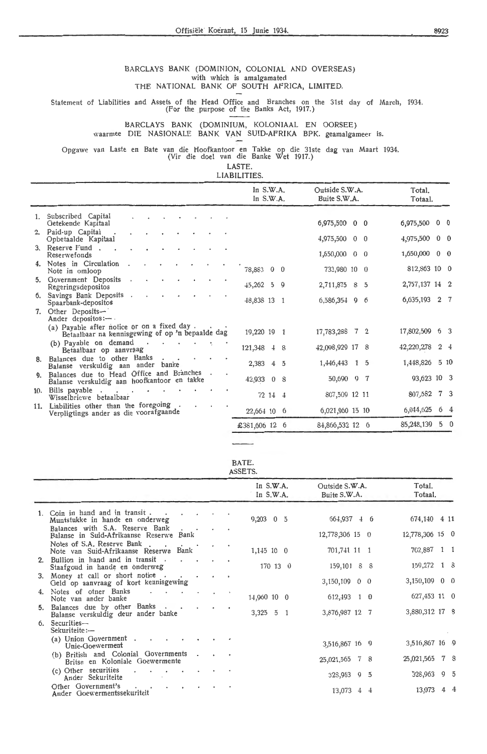BARCLAYS BANK (DOMINION, COLONIAL AND OVERSEAS)
with which is amalgamated
THE NATIONAL BANK OF SOUTH AFRICA, LIMITED.

Statement of Liabilities and Assets of the Head Office and Branches on the 31st day of March, 1934.
(For the purpose of the Banks Act, 1917.)

BARCLAYS BANK (DOMINIUM, KOLONIAAL EN OORSEE)
waarmee DIE NASIONALE BANK VAN SUID-AFRIKA BPK. geamalgameer is.

Opgawe van Laste en Bate van die Hoofkantoor en Takke op die 31ste dag van Maart 1934.
(Vir die doel van die Banke Wet 1917.)

LASTE.
LIABILITIES.

| | In S.W.A.<br>In S.W.A. | Outside S.W.A.<br>Buite S.W.A. | Total.<br>Totaal. |
|---|---|---|---|
| 1. Subscribed Capital<br>Getekende Kapitaal | | 6,975,500 0 0 | 6,975,500 0 0 |
| 2. Paid-up Capital<br>Opbetaalde Kapitaal | | 4,975,500 0 0 | 4,975,500 0 0 |
| 3. Reserve Fund<br>Reservefonds | | 1,650,000 0 0 | 1,650,000 0 0 |
| 4. Notes in Circulation<br>Note in omloop | 78,883 0 0 | 733,980 10 0 | 812,863 10 0 |
| 5. Government Deposits<br>Regeringsdepositos | 45,262 5 9 | 2,711,875 8 5 | 2,757,137 14 2 |
| 6. Savings Bank Deposits<br>Spaarbank-depositos | 48,838 13 1 | 6,586,354 9 6 | 6,635,193 2 7 |
| 7. Other Deposits—<br>Ander depositos:— | | | |
| (a) Payable after notice or on a fixed day<br>Betaalbaar na kennisgewing of op 'n bepaalde dag | 19,220 19 1 | 17,783,288 7 2 | 17,802,509 6 3 |
| (b) Payable on demand<br>Betaalbaar op aanvraag | 121,348 4 8 | 42,098,929 17 8 | 42,220,278 2 4 |
| 8. Balances due to other Banks<br>Balanse verskuldig aan ander banke | 2,383 4 5 | 1,446,443 1 5 | 1,448,826 5 10 |
| 9. Balances due to Head Office and Branches<br>Balanse verskuldig aan hoofkantoor en takke | 42,933 0 8 | 50,690 9 7 | 93,623 10 3 |
| 10. Bills payable<br>Wisselbriewe betaalbaar | 72 14 4 | 807,509 12 11 | 807,582 7 3 |
| 11. Liabilities other than the foregoing<br>Verpligtings ander as die voorafgaande | 22,664 10 6 | 6,021,960 15 10 | 6,044,625 6 4 |
| | £381,606 12 6 | 84,866,532 12 6 | 85,248,139 5 0 |

BATE.
ASSETS.

| | In S.W.A.<br>In S.W.A. | Outside S.W.A.<br>Buite S.W.A. | Total.<br>Totaal. |
|---|---|---|---|
| 1. Coin in hand and in transit<br>Muntstukke in hande en onderweg | 9,203 0 5 | 664,937 4 6 | 674,140 4 11 |
| Balances with S.A. Reserve Bank<br>Balanse in Suid-Afrikaanse Reserwe Bank | | 12,778,306 15 0 | 12,778,306 15 0 |
| Notes of S.A. Reserve Bank<br>Note van Suid-Afrikaanse Reserwe Bank | 1,145 10 0 | 701,741 11 1 | 702,887 1 1 |
| 2. Bullion in hand and in transit<br>Staafgoud in hande en onderweg | 170 13 0 | 159,101 8 8 | 159,272 1 8 |
| 3. Money at call or short notice<br>Geld op aanvraag of kort kennisgewing | | 3,150,109 0 0 | 3,150,109 0 0 |
| 4. Notes of other Banks<br>Note van ander banke | 14,960 10 0 | 612,493 1 0 | 627,453 11 0 |
| 5. Balances due by other Banks<br>Balanse verskuldig deur ander banke | 3,325 5 1 | 3,876,987 12 7 | 3,880,312 17 8 |
| 6. Securities—<br>Sekuriteite:— | | | |
| (a) Union Government<br>Unie-Goewerment | | 3,516,867 16 9 | 3,516,867 16 9 |
| (b) British and Colonial Governments<br>Britse en Koloniale Goewermente | | 25,021,565 7 8 | 25,021,565 7 8 |
| (c) Other securities<br>Ander Sekuriteite | | 328,963 9 5 | 328,963 9 5 |
| Other Government's<br>Ander Goewermentssekuriteit | | 13,073 4 4 | 13,073 4 4 |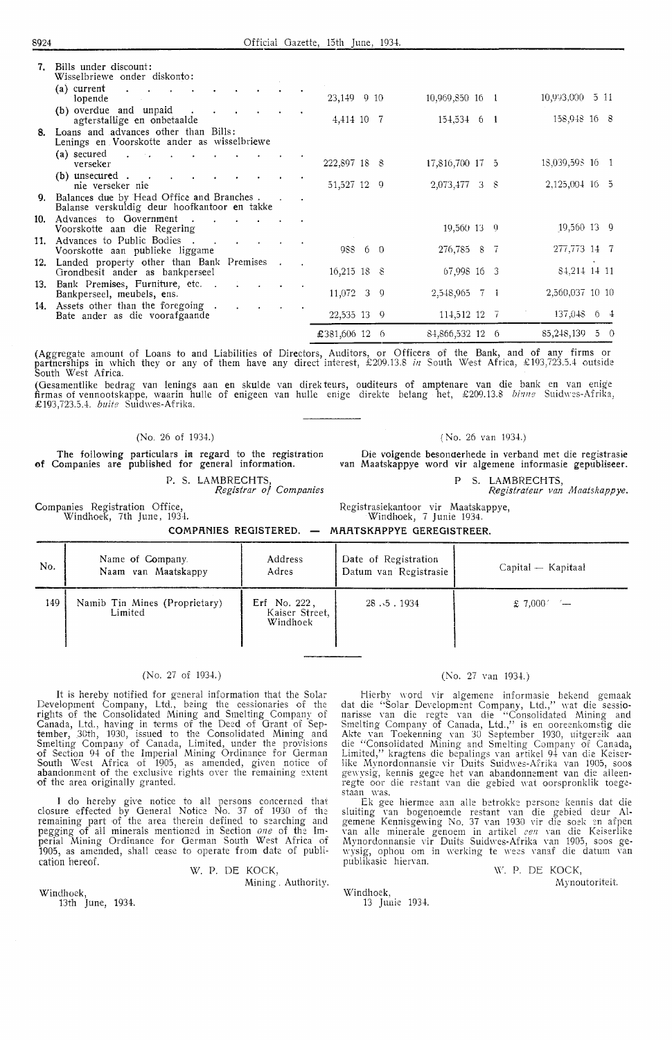| | | | |
|---|---|---|---|
| 7. Bills under discount: Wisselbriewe onder diskonto: | | | |
| (a) current lopende | 23,149 9 10 | 10,969,850 16 1 | 10,993,000 5 11 |
| (b) overdue and unpaid agterstallige en onbetaalde | 4,414 10 7 | 154,534 6 1 | 158,948 16 8 |
| 8. Loans and advances other than Bills: Lenings en Voorskotte ander as wisselbriewe | | | |
| (a) secured verseker | 222,897 18 8 | 17,816,700 17 5 | 18,039,598 16 1 |
| (b) unsecured nie verseker nie | 51,527 12 9 | 2,073,477 3 8 | 2,125,004 16 5 |
| 9. Balances due by Head Office and Branches. Balanse verskuldig deur hoofkantoor en takke | | | |
| 10. Advances to Government Voorskotte aan die Regering | | 19,560 13 9 | 19,560 13 9 |
| 11. Advances to Public Bodies Voorskotte aan publieke liggame | 988 6 0 | 276,785 8 7 | 277,773 14 7 |
| 12. Landed property other than Bank Premises Grondbesit ander as bankperseel | 16,215 18 8 | 67,998 16 3 | 84,214 14 11 |
| 13. Bank Premises, Furniture, etc. Bankperseel, meubels, ens. | 11,072 3 9 | 2,548,965 7 1 | 2,560,037 10 10 |
| 14. Assets other than the foregoing Bate ander as die voorafgaande | 22,535 13 9 | 114,512 12 7 | 137,048 6 4 |
| | £381,606 12 6 | 84,866,532 12 6 | 85,248,139 5 0 |

(Aggregate amount of Loans to and Liabilities of Directors, Auditors, or Officers of the Bank, and of any firms or partnerships in which they or any of them have any direct interest, £209.13.8 *in* South West Africa, £193,723.5.4 outside South West Africa.

(Gesamentlike bedrag van lenings aan en skulde van direkteurs, ouditeurs of amptenare van die bank en van enige firmas of vennootskappe, waarin hulle of enigeen van hulle enige direkte belang het, £209.13.8 *binne* Suidwes-Afrika, £193,723.5.4. *buite* Suidwes-Afrika.

(No. 26 of 1934.)

**The following particulars in regard to the registration of Companies are published for general information.**

P. S. LAMBRECHTS,
*Registrar of Companies*

Companies Registration Office,
Windhoek, 7th June, 1934.

(No. 26 van 1934.)

**Die volgende besonderhede in verband met die registrasie van Maatskappye word vir algemene informasie gepubliseer.**

P. S. LAMBRECHTS,
*Registrateur van Maatskappye.*

Registrasiekantoor vir Maatskappye,
Windhoek, 7 Junie 1934.

**COMPANIES REGISTERED. — MAATSKAPPYE GEREGISTREER.**

| No. | Name of Company. Naam van Maatskappy | Address Adres | Date of Registration Datum van Registrasie | Capital — Kapitaal |
|---|---|---|---|---|
| 149 | Namib Tin Mines (Proprietary) Limited | Erf No. 222, Kaiser Street, Windhoek | 28.5.1934 | £ 7,000 — |

(No. 27 of 1934.)

It is hereby notified for general information that the Solar Development Company, Ltd., being the cessionaries of the rights of the Consolidated Mining and Smelting Company of Canada, Ltd., having in terms of the Deed of Grant of September, 30th, 1930, issued to the Consolidated Mining and Smelting Company of Canada, Limited, under the provisions of Section 94 of the Imperial Mining Ordinance for German South West Africa of 1905, as amended, given notice of abandonment of the exclusive rights over the remaining extent of the area originally granted.

I do hereby give notice to all persons concerned that closure effected by General Notice No. 37 of 1930 of the remaining part of the area therein defined to searching and pegging of all minerals mentioned in Section *one* of the Imperial Mining Ordinance for German South West Africa of 1905, as amended, shall cease to operate from date of publication hereof.

W. P. DE KOCK,
Mining Authority.

Windhoek,
13th June, 1934.

(No. 27 van 1934.)

Hierby word vir algemene informasie bekend gemaak dat die "Solar Development Company, Ltd.," wat die sessionarisse van die regte van die "Consolidated Mining and Smelting Company of Canada, Ltd.," is en ooreenkomstig die Akte van Toekenning van 30 September 1930, uitgereik aan die "Consolidated Mining and Smelting Company of Canada, Limited," kragtens die bepalings van artikel 94 van die Keiserlike Mynordonnansie vir Duits Suidwes-Afrika van 1905, soos gewysig, kennis gegee het van abandonnement van die alleenregte oor die restant van die gebied wat oorspronklik toegestaan was.

Ek gee hiermee aan alle betrokke persone kennis dat die sluiting van bogenoemde restant van die gebied deur Algemene Kennisgewing No. 37 van 1930 vir die soek en afpen van alle minerale genoem in artikel *een* van die Keiserlike Mynordonnansie vir Duits Suidwes-Afrika van 1905, soos gewysig, ophou om in werking te wees vanaf die datum van publikasie hiervan.

W. P. DE KOCK,
Mynoutoriteit.

Windhoek,
13 Junie 1934.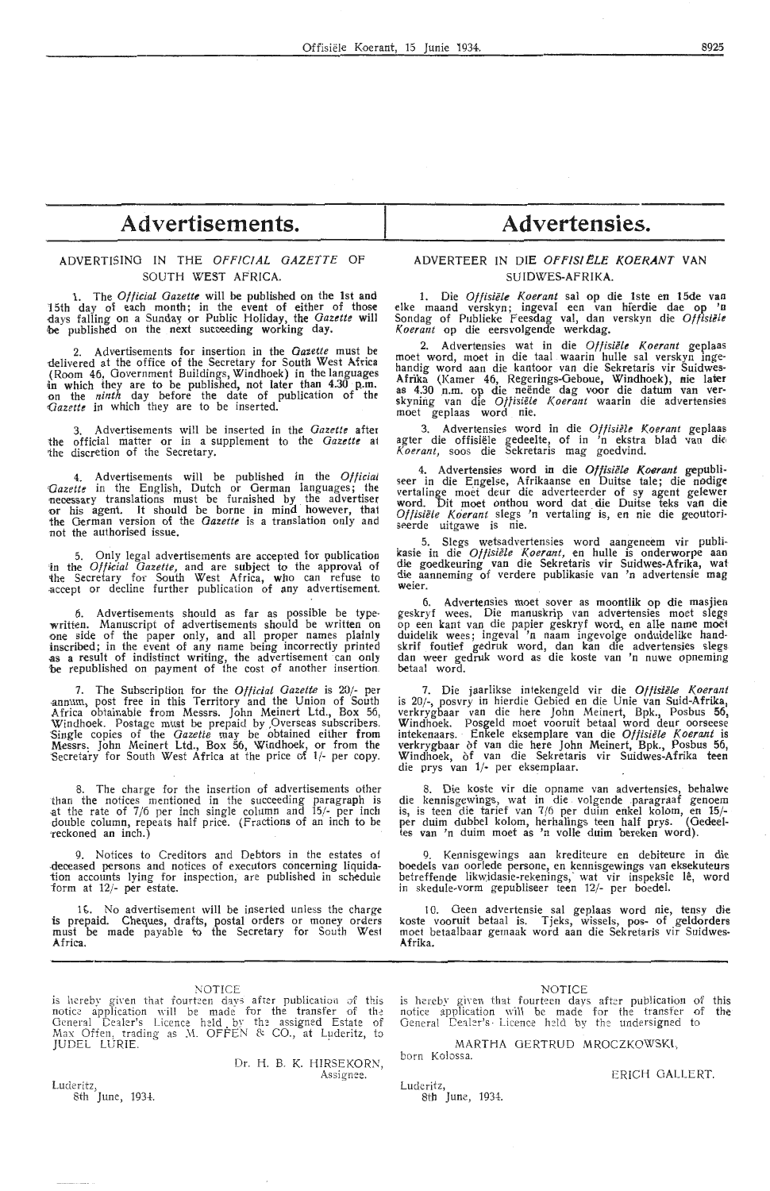# Advertisements.

ADVERTISING IN THE *OFFICIAL GAZETTE* OF SOUTH WEST AFRICA.

1. The *Official Gazette* will be published on the 1st and 15th day of each month; in the event of either of those days falling on a Sunday or Public Holiday, the *Gazette* will be published on the next succeeding working day.

2. Advertisements for insertion in the *Gazette* must be delivered at the office of the Secretary for South West Africa (Room 46, Government Buildings, Windhoek) in the languages in which they are to be published, not later than 4.30 p.m. on the *ninth* day before the date of publication of the *Gazette* in which they are to be inserted.

3. Advertisements will be inserted in the *Gazette* after the official matter or in a supplement to the *Gazette* at the discretion of the Secretary.

4. Advertisements will be published in the *Official Gazette* in the English, Dutch or German languages; the necessary translations must be furnished by the advertiser or his agent. It should be borne in mind however, that the German version of the *Gazette* is a translation only and not the authorised issue.

5. Only legal advertisements are accepted for publication in the *Official Gazette*, and are subject to the approval of the Secretary for South West Africa, who can refuse to accept or decline further publication of any advertisement.

6. Advertisements should as far as possible be typewritten. Manuscript of advertisements should be written on one side of the paper only, and all proper names plainly inscribed; in the event of any name being incorrectly printed as a result of indistinct writing, the advertisement can only be republished on payment of the cost of another insertion.

7. The Subscription for the *Official Gazette* is 20/- per annum, post free in this Territory and the Union of South Africa obtainable from Messrs. John Meinert Ltd., Box 56, Windhoek. Postage must be prepaid by Overseas subscribers. Single copies of the *Gazette* may be obtained either from Messrs. John Meinert Ltd., Box 56, Windhoek, or from the Secretary for South West Africa at the price of 1/- per copy.

8. The charge for the insertion of advertisements other than the notices mentioned in the succeeding paragraph is at the rate of 7/6 per inch single column and 15/- per inch double column, repeats half price. (Fractions of an inch to be reckoned an inch.)

9. Notices to Creditors and Debtors in the estates of deceased persons and notices of executors concerning liquidation accounts lying for inspection, are published in schedule form at 12/- per estate.

10. No advertisement will be inserted unless the charge is prepaid. Cheques, drafts, postal orders or money orders must be made payable to the Secretary for South West Africa.

# Advertensies.

ADVERTEER IN DIE *OFFISIËLE KOERANT* VAN SUIDWES-AFRIKA.

1. Die *Offisiële Koerant* sal op die 1ste en 15de van elke maand verskyn; ingeval een van hierdie dae op 'n Sondag of Publieke Feesdag val, dan verskyn die *Offisiële Koerant* op die eersvolgende werkdag.

2. Advertensies wat in die *Offisiële Koerant* geplaas moet word, moet in die taal waarin hulle sal verskyn ingehandig word aan die kantoor van die Sekretaris vir Suidwes-Afrika (Kamer 46, Regerings-Geboue, Windhoek), nie later as 4.30 n.m. op die neënde dag voor die datum van verskyning van die *Offisiële Koerant* waarin die advertensies moet geplaas word nie.

3. Advertensies word in die *Offisiële Koerant* geplaas agter die offisiële gedeelte, of in 'n ekstra blad van die *Koerant*, soos die Sekretaris mag goedvind.

4. Advertensies word in die *Offisiële Koerant* gepubliseer in die Engelse, Afrikaanse en Duitse tale; die nodige vertalinge moet deur die adverteerder of sy agent gelewer word. Dit moet onthou word dat die Duitse teks van die *Offisiële Koerant* slegs 'n vertaling is, en nie die geoutoriseerde uitgawe is nie.

5. Slegs wetsadvertensies word aangeneem vir publikasie in die *Offisiële Koerant*, en hulle is onderworpe aan die goedkeuring van die Sekretaris vir Suidwes-Afrika, wat die aanneming of verdere publikasie van 'n advertensie mag weier.

6. Advertensies moet sover as moontlik op die masjien geskryf wees. Die manuskrip van advertensies moet slegs op een kant van die papier geskryf word, en alle name moet duidelik wees; ingeval 'n naam ingevolge onduidelike handskrif foutief gedruk word, dan kan die advertensies slegs dan weer gedruk word as die koste van 'n nuwe opneming betaal word.

7. Die jaarlikse intekengeld vir die *Offisiële Koerant* is 20/-, posvry in hierdie Gebied en die Unie van Suid-Afrika, verkrygbaar van die here John Meinert, Bpk., Posbus 56, Windhoek. Posgeld moet vooruit betaal word deur oorseese intekenaars. Enkele eksemplare van die *Offisiële Koerant* is verkrygbaar òf van die here John Meinert, Bpk., Posbus 56, Windhoek, òf van die Sekretaris vir Suidwes-Afrika teen die prys van 1/- per eksemplaar.

8. Die koste vir die opname van advertensies, behalwe die kennisgewings, wat in die volgende paragraaf genoem is, is teen die tarief van 7/6 per duim enkel kolom, en 15/- per duim dubbel kolom, herhalings teen half prys. (Gedeeltes van 'n duim moet as 'n volle duim bereken word).

9. Kennisgewings aan krediteure en debiteure in die boedels van oorlede persone, en kennisgewings van eksekuteurs betreffende likwidasie-rekenings, wat vir inspeksie lê, word in skedule-vorm gepubliseer teen 12/- per boedel.

10. Geen advertensie sal geplaas word nie, tensy die koste vooruit betaal is. Tjeks, wissels, pos- of geldorders moet betaalbaar gemaak word aan die Sekretaris vir Suidwes-Afrika.

---

NOTICE

is hereby given that fourteen days after publication of this notice application will be made for the transfer of the General Dealer's Licence held by the assigned Estate of Max Offen, trading as M. OFFEN & CO., at Luderitz, to JUDEL LURIE.

Dr. H. B. K. HIRSEKORN,
Assignee.

Luderitz,
8th June, 1934.

NOTICE

is hereby given that fourteen days after publication of this notice application will be made for the transfer of the General Dealer's Licence held by the undersigned to

MARTHA GERTRUD MROCZKOWSKI,
born Kolossa.

ERICH GALLERT.

Luderitz,
8th June, 1934.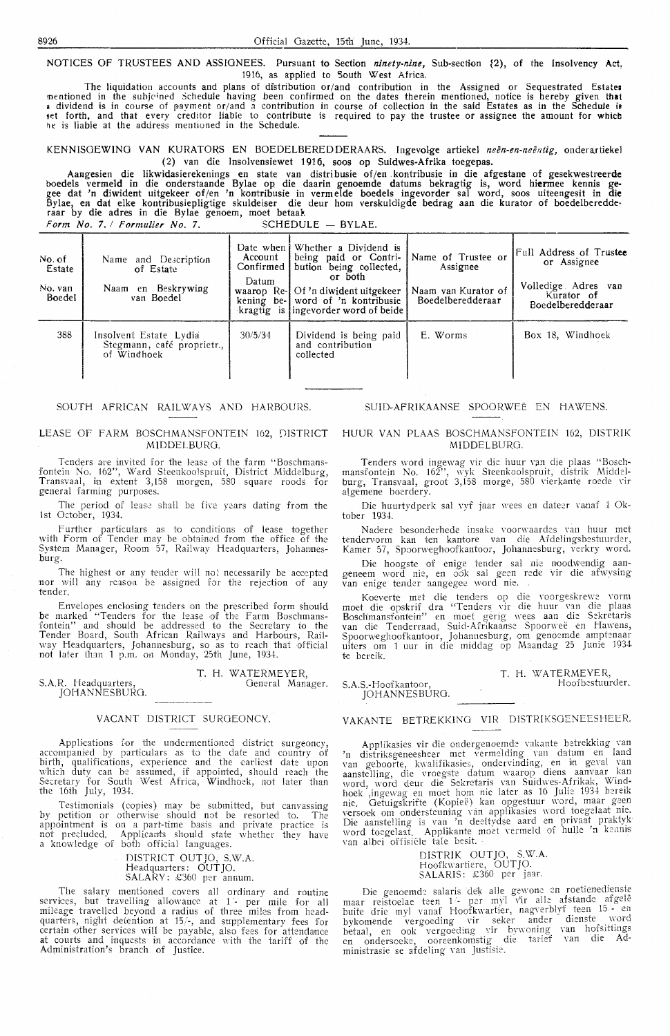NOTICES OF TRUSTEES AND ASSIGNEES. Pursuant to Section *ninety-nine*, Sub-section (2), of the Insolvency Act, 1916, as applied to South West Africa.

The liquidation accounts and plans of distribution or/and contribution in the Assigned or Sequestrated Estates mentioned in the subjoined Schedule having been confirmed on the dates therein mentioned, notice is hereby given that a dividend is in course of payment or/and a contribution in course of collection in the said Estates as in the Schedule is set forth, and that every creditor liable to contribute is required to pay the trustee or assignee the amount for which he is liable at the address mentioned in the Schedule.

KENNISGEWING VAN KURATORS EN BOEDELBEREDDERAARS. Ingevolge artiekel *neën-en-neëntig*, onderartiekel (2) van die Insolvensiewet 1916, soos op Suidwes-Afrika toegepas.

Aangesien die likwidasierekenings en state van distribusie of/en kontribusie in die afgestane of gesekwestreerde boedels vermeld in die onderstaande Bylae op die daarin genoemde datums bekragtig is, word hiermee kennis gegee dat 'n diwident uitgekeer of/en 'n kontribusie in vermelde boedels ingevorder sal word, soos uiteengesit in die Bylae, en dat elke kontribusiepligtige skuldeiser die deur hom verskuldigde bedrag aan die kurator of boedelberedderaar by die adres in die Bylae genoem, moet betaal.

*Form No. 7. / Formulier No. 7.* SCHEDULE — BYLAE.

| No. of Estate / No. van Boedel | Name and Description of Estate / Naam en Beskrywing van Boedel | Date when Account Confirmed / Datum waarop Rekening bekragtig is | Whether a Dividend is being paid or Contribution being collected, or both / Of 'n diwident uitgekeer word of 'n kontribusie ingevorder word of beide | Name of Trustee or Assignee / Naam van Kurator of Boedelberedderaar | Full Address of Trustee or Assignee / Volledige Adres van Kurator of Boedelberedderaar |
|---|---|---|---|---|---|
| 388 | Insolvent Estate Lydia Stegmann, café proprietr., of Windhoek | 30/5/34 | Dividend is being paid and contribution collected | E. Worms | Box 18, Windhoek |

## SOUTH AFRICAN RAILWAYS AND HARBOURS.

### LEASE OF FARM BOSCHMANSFONTEIN 162, DISTRICT MIDDELBURG.

Tenders are invited for the lease of the farm "Boschmansfontein No. 162", Ward Steenkoolspruit, District Middelburg, Transvaal, in extent 3,158 morgen, 580 square roods for general farming purposes.

The period of lease shall be five years dating from the 1st October, 1934.

Further particulars as to conditions of lease together with Form of Tender may be obtained from the office of the System Manager, Room 57, Railway Headquarters, Johannesburg.

The highest or any tender will not necessarily be accepted nor will any reason be assigned for the rejection of any tender.

Envelopes enclosing tenders on the prescribed form should be marked "Tenders for the lease of the Farm Boschmansfontein" and should be addressed to the Secretary to the Tender Board, South African Railways and Harbours, Railway Headquarters, Johannesburg, so as to reach that official not later than 1 p.m. on Monday, 25th June, 1934.

T. H. WATERMEYER,
General Manager.

S.A.R. Headquarters,
JOHANNESBURG.

## SUID-AFRIKAANSE SPOORWEË EN HAWENS.

### HUUR VAN PLAAS BOSCHMANSFONTEIN 162, DISTRIK MIDDELBURG.

Tenders word ingewag vir die huur van die plaas "Boschmansfontein No. 162", wyk Steenkoolspruit, distrik Middelburg, Transvaal, groot 3,158 morge, 580 vierkante roede vir algemene boerdery.

Die huurtydperk sal vyf jaar wees en dateer vanaf 1 Oktober 1934.

Nadere besonderhede insake voorwaardes van huur met tendervorm kan ten kantore van die Afdelingsbestuurder, Kamer 57, Spoorweghoofkantoor, Johannesburg, verkry word.

Die hoogste of enige tender sal nie noodwendig aangeneem word nie, en ook sal geen rede vir die afwysing van enige tender aangegee word nie.

Koeverte met die tenders op die voorgeskrewe vorm moet die opskrif dra "Tenders vir die huur van die plaas Boschmansfontein" en moet gerig wees aan die Sekretaris van die Tenderraad, Suid-Afrikaanse Spoorweë en Hawens, Spoorweghoofkantoor, Johannesburg, om genoemde amptenaar uiters om 1 uur in die middag op Maandag 25 Junie 1934 te bereik.

T. H. WATERMEYER,
Hoofbestuurder.

S.A.S.-Hoofkantoor,
JOHANNESBURG.

### VACANT DISTRICT SURGEONCY.

Applications for the undermentioned district surgeoncy, accompanied by particulars as to the date and country of birth, qualifications, experience and the earliest date upon which duty can be assumed, if appointed, should reach the Secretary for South West Africa, Windhoek, not later than the 16th July, 1934.

Testimonials (copies) may be submitted, but canvassing by petition or otherwise should not be resorted to. The appointment is on a part-time basis and private practice is not precluded. Applicants should state whether they have a knowledge of both official languages.

DISTRICT OUTJO, S.W.A.
Headquarters: OUTJO.
SALARY: £360 per annum.

The salary mentioned covers all ordinary and routine services, but travelling allowance at 1/- per mile for all mileage travelled beyond a radius of three miles from headquarters, night detention at 15/-, and supplementary fees for certain other services will be payable, also fees for attendance at courts and inquests in accordance with the tariff of the Administration's branch of Justice.

### VAKANTE BETREKKING VIR DISTRIKSGENEESHEER.

Applikasies vir die ondergenoemde vakante betrekking van 'n distriksgeneesheer met vermelding van datum en land van geboorte, kwalifikasies, ondervinding, en in geval van aanstelling, die vroegste datum waarop diens aanvaar kan word, word deur die Sekretaris van Suidwes-Afrikak, Windhoek ,ingewag en moet hom nie later as 16 Julie 1934 bereik nie. Getuigskrifte (Kopieë) kan opgestuur word, maar geen versoek om ondersteuning van applikasies word toegelaat nie. Die aanstelling is van 'n deeltydse aard en privaat praktyk word toegelaat. Applikante moet vermeld of hulle 'n kennis van albei offisiële tale besit.

DISTRIK OUTJO, S.W.A.
Hoofkwartiere, OUTJO.
SALARIS: £360 per jaar.

Die genoemde salaris dek alle gewone en roetienedienste maar reistoelae teen 1/- per myl vir alle afstande afgelê buite drie myl vanaf Hoofkwartier, nagverblyf teen 15/- en bykomende vergoeding vir seker ander dienste word betaal, en ook vergoeding vir bywoning van hofsittings en ondersoeke, ooreenkomstig die tarief van die Administrasie se afdeling van Justisie.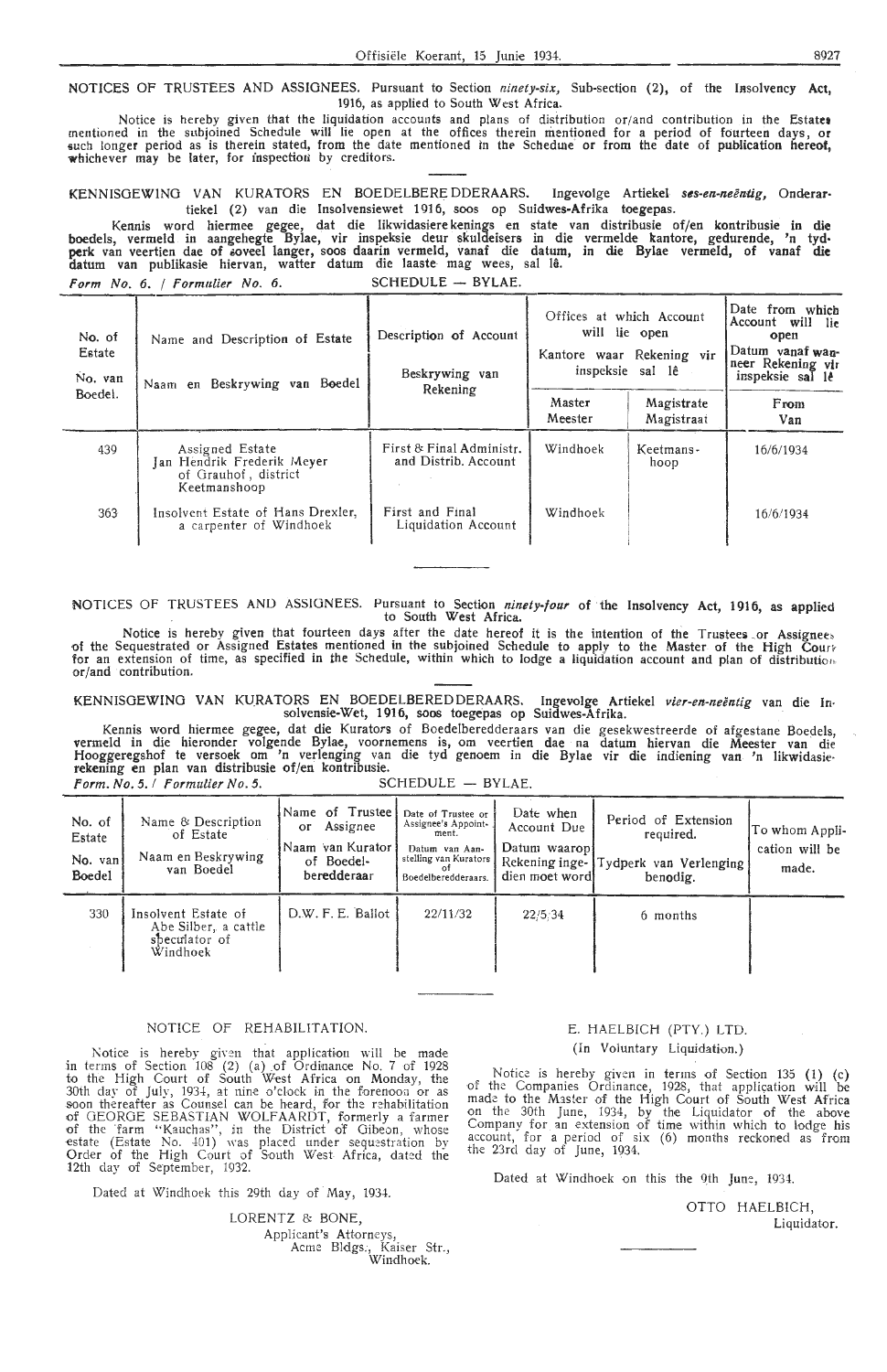NOTICES OF TRUSTEES AND ASSIGNEES. Pursuant to Section *ninety-six*, Sub-section (2), of the Insolvency Act, 1916, as applied to South West Africa.

Notice is hereby given that the liquidation accounts and plans of distribution or/and contribution in the Estates mentioned in the subjoined Schedule will lie open at the offices therein mentioned for a period of fourteen days, or such longer period as is therein stated, from the date mentioned in the Schedule or from the date of publication hereof, whichever may be later, for inspection by creditors.

KENNISGEWING VAN KURATORS EN BOEDELBEREDDERAARS. Ingevolge Artiekel *ses-en-neëntig*, Onderartiekel (2) van die Insolvensiewet 1916, soos op Suidwes-Afrika toegepas.

Kennis word hiermee gegee, dat die likwidasierekenings en state van distribusie of/en kontribusie in die boedels, vermeld in aangehegte Bylae, vir inspeksie deur skuldeisers in die vermelde kantore, gedurende, 'n tydperk van veertien dae of soveel langer, soos daarin vermeld, vanaf die datum, in die Bylae vermeld, of vanaf die datum van publikasie hiervan, watter datum die laaste mag wees, sal lê.

*Form No. 6. / Formulier No. 6.* SCHEDULE — BYLAE.

| No. of Estate / No. van Boedel. | Name and Description of Estate / Naam en Beskrywing van Boedel | Description of Account / Beskrywing van Rekening | Offices at which Account will lie open / Kantore waar Rekening vir inspeksie sal lê — Master / Meester | Magistrate / Magistraat | Date from which Account will lie open / Datum vanaf waarneer Rekening vir inspeksie sal lê — From / Van |
|---|---|---|---|---|---|
| 439 | Assigned Estate Jan Hendrik Frederik Meyer of Grauhof, district Keetmanshoop | First & Final Administr. and Distrib. Account | Windhoek | Keetmanshoop | 16/6/1934 |
| 363 | Insolvent Estate of Hans Drexler, a carpenter of Windhoek | First and Final Liquidation Account | Windhoek | | 16/6/1934 |

NOTICES OF TRUSTEES AND ASSIGNEES. Pursuant to Section *ninety-four* of the Insolvency Act, 1916, as applied to South West Africa.

Notice is hereby given that fourteen days after the date hereof it is the intention of the Trustees or Assignees of the Sequestrated or Assigned Estates mentioned in the subjoined Schedule to apply to the Master of the High Court for an extension of time, as specified in the Schedule, within which to lodge a liquidation account and plan of distribution or/and contribution.

KENNISGEWING VAN KURATORS EN BOEDELBEREDDERAARS. Ingevolge Artiekel *vier-en-neëntig* van die Insolvensie-Wet, 1916, soos toegepas op Suidwes-Afrika.

Kennis word hiermee gegee, dat die Kurators of Boedelberedderaars van die gesekwestreerde of afgestane Boedels, vermeld in die hieronder volgende Bylae, voornemens is, om veertien dae na datum hiervan die Meester van die Hooggeregshof te versoek om 'n verlenging van die tyd genoem in die Bylae vir die indiening van 'n likwidasierekening en plan van distribusie of/en kontribusie.

*Form. No. 5. / Formulier No. 5.* SCHEDULE — BYLAE.

| No. of Estate / No. van Boedel | Name & Description of Estate / Naam en Beskrywing van Boedel | Name of Trustee or Assignee / Naam van Kurator of Boedelberedderaar | Date of Trustee or Assignee's Appointment. / Datum van Aanstelling van Kurators of Boedelberedderaars. | Date when Account Due / Datum waarop Rekening ingedien moet word | Period of Extension required. / Tydperk van Verlenging benodig. | To whom Application will be made. |
|---|---|---|---|---|---|---|
| 330 | Insolvent Estate of Abe Silber, a cattle speculator of Windhoek | D.W. F. E. Ballot | 22/11/32 | 22/5/34 | 6 months | |

NOTICE OF REHABILITATION.

Notice is hereby given that application will be made in terms of Section 108 (2) (a) of Ordinance No. 7 of 1928 to the High Court of South West Africa on Monday, the 30th day of July, 1934, at nine o'clock in the forenoon or as soon thereafter as Counsel can be heard, for the rehabilitation of GEORGE SEBASTIAN WOLFAARDT, formerly a farmer of the farm "Kauchas", in the District of Gibeon, whose estate (Estate No. 401) was placed under sequestration by Order of the High Court of South West Africa, dated the 12th day of September, 1932.

Dated at Windhoek this 29th day of May, 1934.

LORENTZ & BONE,
Applicant's Attorneys,
Acme Bldgs., Kaiser Str.,
Windhoek.

E. HAELBICH (PTY.) LTD.
(In Voluntary Liquidation.)

Notice is hereby given in terms of Section 135 (1) (c) of the Companies Ordinance, 1928, that application will be made to the Master of the High Court of South West Africa on the 30th June, 1934, by the Liquidator of the above Company for an extension of time within which to lodge his account, for a period of six (6) months reckoned as from the 23rd day of June, 1934.

Dated at Windhoek on this the 9th June, 1934.

OTTO HAELBICH,
Liquidator.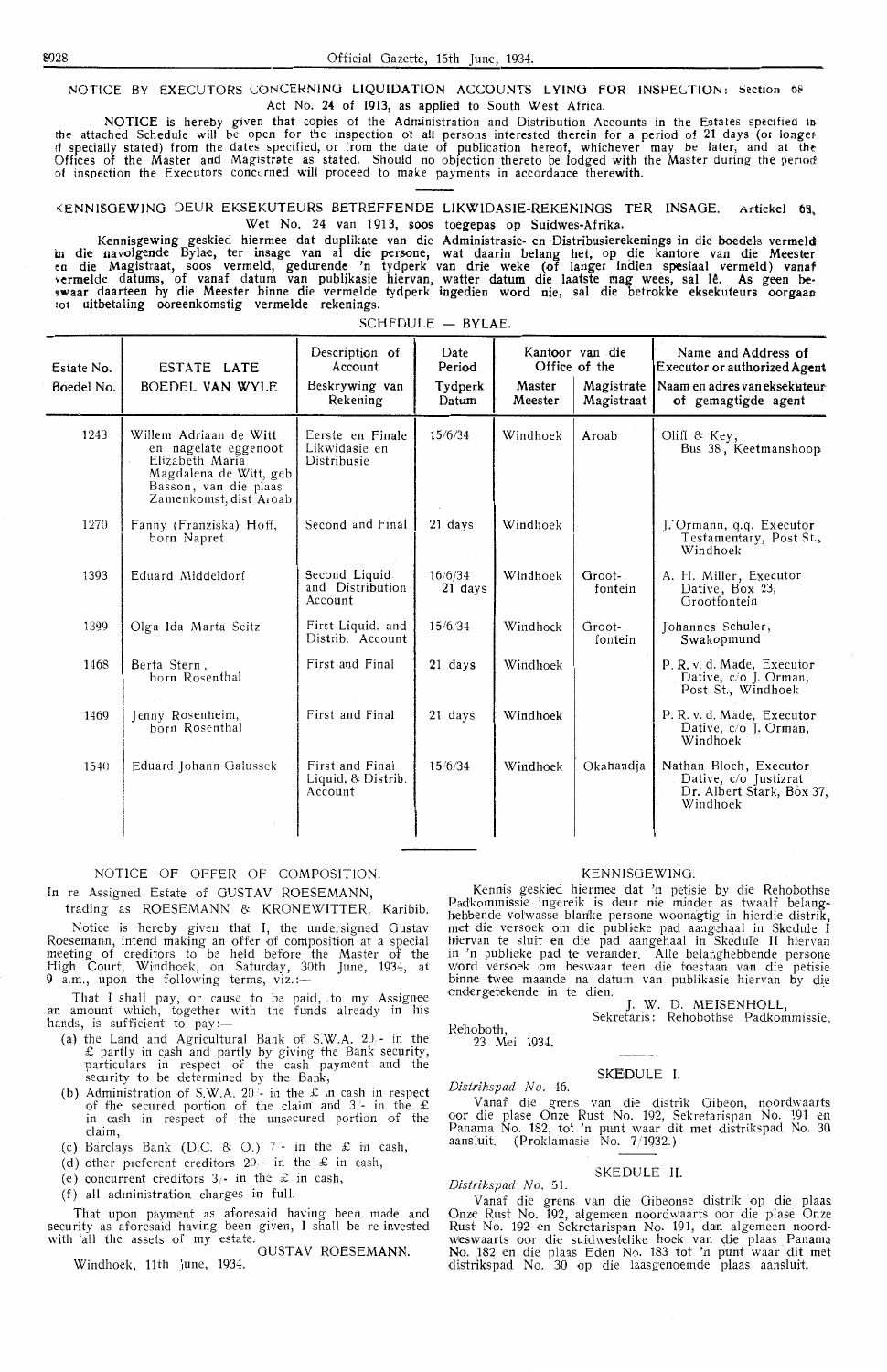NOTICE BY EXECUTORS CONCERNING LIQUIDATION ACCOUNTS LYING FOR INSPECTION: Section 68 Act No. 24 of 1913, as applied to South West Africa.

**NOTICE** is hereby given that copies of the Administration and Distribution Accounts in the Estates specified in the attached Schedule will be open for the inspection of all persons interested therein for a period of 21 days (or longer if specially stated) from the dates specified, or from the date of publication hereof, whichever may be later, and at the Offices of the Master and Magistrate as stated. Should no objection thereto be lodged with the Master during the period of inspection the Executors concerned will proceed to make payments in accordance therewith.

KENNISGEWING DEUR EKSEKUTEURS BETREFFENDE LIKWIDASIE-REKENINGS TER INSAGE. Artiekel 68, Wet No. 24 van 1913, soos toegepas op Suidwes-Afrika.

Kennisgewing geskied hiermee dat duplikate van die Administrasie- en Distribusierekenings in die boedels vermeld in die navolgende Bylae, ter insage van al die persone, wat daarin belang het, op die kantore van die Meester en die Magistraat, soos vermeld, gedurende 'n tydperk van drie weke (of langer indien spesiaal vermeld) vanaf vermelde datums, of vanaf datum van publikasie hiervan, watter datum die laatste mag wees, sal lê. As geen beswaar daarteen by die Meester binne die vermelde tydperk ingedien word nie, sal die betrokke eksekuteurs oorgaan tot uitbetaling ooreenkomstig vermelde rekenings.

SCHEDULE — BYLAE.

| Estate No. / Boedel No. | ESTATE LATE / BOEDEL VAN WYLE | Description of Account / Beskrywing van Rekening | Date Period / Tydperk Datum | Kantoor van die Office of the Master / Meester | Magistrate / Magistraat | Name and Address of Executor or authorized Agent / Naam en adres van eksekuteur of gemagtigde agent |
|---|---|---|---|---|---|---|
| 1243 | Willem Adriaan de Witt en nagelate eggenoot Elizabeth Maria Magdalena de Witt, geb Basson, van die plaas Zamenkomst, dist Aroab | Eerste en Finale Likwidasie en Distribusie | 15/6/34 | Windhoek | Aroab | Oliff & Key, Bus 38, Keetmanshoop |
| 1270 | Fanny (Franziska) Hoff, born Napret | Second and Final | 21 days | Windhoek | | J. Ormann, q.q. Executor Testamentary, Post St., Windhoek |
| 1393 | Eduard Middeldorf | Second Liquid and Distribution Account | 16/6/34 21 days | Windhoek | Grootfontein | A. H. Miller, Executor Dative, Box 23, Grootfontein |
| 1399 | Olga Ida Marta Seitz | First Liquid. and Distrib. Account | 15/6/34 | Windhoek | Grootfontein | Johannes Schuler, Swakopmund |
| 1468 | Berta Stern, born Rosenthal | First and Final | 21 days | Windhoek | | P. R. v. d. Made, Executor Dative, c/o J. Orman, Post St., Windhoek |
| 1469 | Jenny Rosenheim, born Rosenthal | First and Final | 21 days | Windhoek | | P. R. v. d. Made, Executor Dative, c/o J. Orman, Windhoek |
| 1540 | Eduard Johann Galussek | First and Final Liquid. & Distrib. Account | 15/6/34 | Windhoek | Okahandja | Nathan Bloch, Executor Dative, c/o Justizrat Dr. Albert Stark, Box 37, Windhoek |

NOTICE OF OFFER OF COMPOSITION.

In re Assigned Estate of GUSTAV ROESEMANN, trading as ROESEMANN & KRONEWITTER, Karibib.

Notice is hereby given that I, the undersigned Gustav Roesemann, intend making an offer of composition at a special meeting of creditors to be held before the Master of the High Court, Windhoek, on Saturday, 30th June, 1934, at 9 a.m., upon the following terms, viz.:—

That I shall pay, or cause to be paid, to my Assignee an amount which, together with the funds already in his hands, is sufficient to pay:—

(a) the Land and Agricultural Bank of S.W.A. 20/- in the £ partly in cash and partly by giving the Bank security, particulars in respect of the cash payment and the security to be determined by the Bank,
(b) Administration of S.W.A. 20/- in the £ in cash in respect of the secured portion of the claim and 3/- in the £ in cash in respect of the unsecured portion of the claim,
(c) Barclays Bank (D.C. & O.) 7/- in the £ in cash,
(d) other preferent creditors 20/- in the £ in cash,
(e) concurrent creditors 3/- in the £ in cash,
(f) all administration charges in full.

That upon payment as aforesaid having been made and security as aforesaid having been given, I shall be re-invested with all the assets of my estate.

GUSTAV ROESEMANN.

Windhoek, 11th June, 1934.

KENNISGEWING.

Kennis geskied hiermee dat 'n petisie by die Rehobothse Padkommissie ingereik is deur nie minder as twaalf belanghebbende volwasse blanke persone woonagtig in hierdie distrik, met die versoek om die publieke pad aangehaal in Skedule I hiervan te sluit en die pad aangehaal in Skedule II hiervan in 'n publieke pad te verander. Alle belanghebbende persone word versoek om beswaar teen die toestaan van die petisie binne twee maande na datum van publikasie hiervan by die ondergetekende in te dien.

J. W. D. MEISENHOLL,
Sekretaris: Rehobothse Padkommissie.

Rehoboth,
23 Mei 1934.

SKEDULE I.

*Distrikspad No.* 46.

Vanaf die grens van die distrik Gibeon, noordwaarts oor die plase Onze Rust No. 192, Sekretarispan No. 191 en Panama No. 182, tot 'n punt waar dit met distrikspad No. 30 aansluit. (Proklamasie No. 7/1932.)

SKEDULE II.

*Distrikspad No.* 51.

Vanaf die grens van die Gibeonse distrik op die plaas Onze Rust No. 192, algemeen noordwaarts oor die plase Onze Rust No. 192 en Sekretarispan No. 191, dan algemeen noordweswaarts oor die suidwestelike hoek van die plaas Panama No. 182 en die plaas Eden No. 183 tot 'n punt waar dit met distrikspad No. 30 op die laasgenoemde plaas aansluit.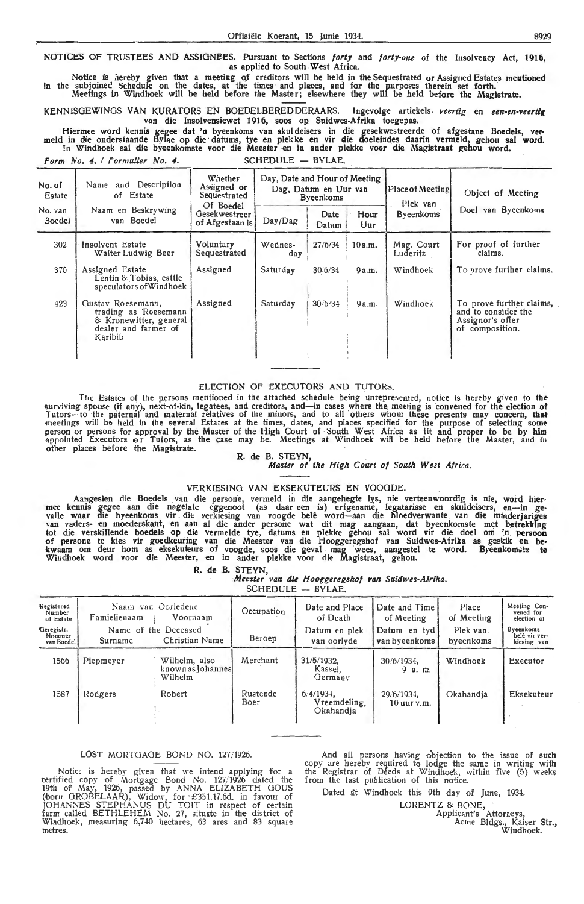NOTICES OF TRUSTEES AND ASSIGNEES. Pursuant to Sections *forty* and *forty-one* of the Insolvency Act, 1916, as applied to South West Africa.

Notice is hereby given that a meeting of creditors will be held in the Sequestrated or Assigned Estates mentioned in the subjoined Schedule on the dates, at the times and places, and for the purposes therein set forth. Meetings in Windhoek will be held before the Master; elsewhere they will be held before the Magistrate.

KENNISGEWINGS VAN KURATORS EN BOEDELBEREDDERAARS. Ingevolge artiekels *veertig* en *een-en-veertig* van die Insolvensiewet 1916, soos op Suidwes-Afrika toegepas.

Hiermee word kennis gegee dat 'n byeenkoms van skuldeisers in die gesekwestreerde of afgestane Boedels, vermeld in die onderstaande Bylae op die datums, tye en plekke en vir die doeleindes daarin vermeld, gehou sal word. In Windhoek sal die byeenkomste voor die Meester en in ander plekke voor die Magistraat gehou word.

*Form No. 4. / Formulier No. 4.* SCHEDULE — BYLAE.

| No. of Estate / No. van Boedel | Name and Description of Estate / Naam en Beskrywing van Boedel | Whether Assigned or Sequestrated / Of Boedel Gesekwestreer of Afgestaan is | Day, Date and Hour of Meeting / Dag, Datum en Uur van Byeenkoms | | | Place of Meeting / Plek van Byeenkoms | Object of Meeting / Doel van Byeenkoms |
|---|---|---|---|---|---|---|---|
| | | | Day/Dag | Date / Datum | Hour / Uur | | |
| 302 | Insolvent Estate Walter Ludwig Beer | Voluntary Sequestrated | Wednesday | 27/6/34 | 10 a.m. | Mag. Court Luderitz | For proof of further claims. |
| 370 | Assigned Estate Lentin & Tobias, cattle speculators of Windhoek | Assigned | Saturday | 30/6/34 | 9 a.m. | Windhoek | To prove further claims. |
| 423 | Gustav Roesemann, trading as Roesemann & Kronewitter, general dealer and farmer of Karibib | Assigned | Saturday | 30/6/34 | 9 a.m. | Windhoek | To prove further claims, and to consider the Assignor's offer of composition. |

## ELECTION OF EXECUTORS AND TUTORS.

The Estates of the persons mentioned in the attached schedule being unrepresented, notice is hereby given to the surviving spouse (if any), next-of-kin, legatees, and creditors, and—in cases where the meeting is convened for the election of Tutors—to the paternal and maternal relatives of the minors, and to all others whom these presents may concern, that meetings will be held in the several Estates at the times, dates, and places specified for the purpose of selecting some person or persons for approval by the Master of the High Court of South West Africa as fit and proper to be by him appointed Executors or Tutors, as the case may be. Meetings at Windhoek will be held before the Master, and in other places before the Magistrate.

R. de B. STEYN,
*Master of the High Court of South West Africa.*

## VERKIESING VAN EKSEKUTEURS EN VOOGDE.

Aangesien die Boedels van die persone, vermeld in die aangehegte lys, nie verteenwoordig is nie, word hiermee kennis gegee aan die nagelate eggenoot (as daar een is) erfgename, legatarisse en skuldeisers, en—in gevalle waar die byeenkoms vir die verkiesing van voogde belê word—aan die bloedverwante van die minderjariges van vaders- en moederskant, en aan al die ander persone wat dit mag aangaan, dat byeenkomste met betrekking tot die verskillende boedels op die vermelde tye, datums en plekke gehou sal word vir die doel om 'n persoon of persone te kies vir goedkeuring van die Meester van die Hooggeregshof van Suidwes-Afrika as geskik en bekwaam om deur hom as eksekuteurs of voogde, soos die geval mag wees, aangestel te word. Byeenkomste te Windhoek word voor die Meester, en in ander plekke voor die Magistraat, gehou.

R. de B. STEYN,
*Meester van die Hooggeregshof van Suidwes-Afrika.*

SCHEDULE — BYLAE.

| Registered Number of Estate / Geregistr. Nommer van Boedel | Name of the Deceased / Naam van Oorledene | | Occupation / Beroep | Date and Place of Death / Datum en plek van oorlyde | Date and Time of Meeting / Datum en tyd van byeenkoms | Place of Meeting / Plek van byeenkoms | Meeting Convened for election of / Byeenkoms belê vir verkiesing van |
|---|---|---|---|---|---|---|---|
| | Surname / Famielienaam | Christian Name / Voornaam | | | | | |
| 1566 | Piepmeyer | Wilhelm, also known as Johannes Wilhelm | Merchant | 31/5/1932, Kassel, Germany | 30/6/1934, 9 a.m. | Windhoek | Executor |
| 1587 | Rodgers | Robert | Rustende Boer | 6/4/1934, Vreemdeling, Okahandja | 29/6/1934, 10 uur v.m. | Okahandja | Eksekuteur |

## LOST MORTGAGE BOND NO. 127/1926.

Notice is hereby given that we intend applying for a certified copy of Mortgage Bond No. 127/1926 dated the 19th of May, 1926, passed by ANNA ELIZABETH GOUS (born GROBELAAR), Widow, for £351.17.6d. in favour of JOHANNES STEPHANUS DU TOIT in respect of certain farm called BETHLEHEM No. 27, situate in the district of Windhoek, measuring 6,740 hectares, 63 ares and 83 square metres.

And all persons having objection to the issue of such copy are hereby required to lodge the same in writing with the Registrar of Deeds at Windhoek, within five (5) weeks from the last publication of this notice.

Dated at Windhoek this 9th day of June, 1934.

LORENTZ & BONE,
Applicant's Attorneys,
Acme Bldgs., Kaiser Str.,
Windhoek.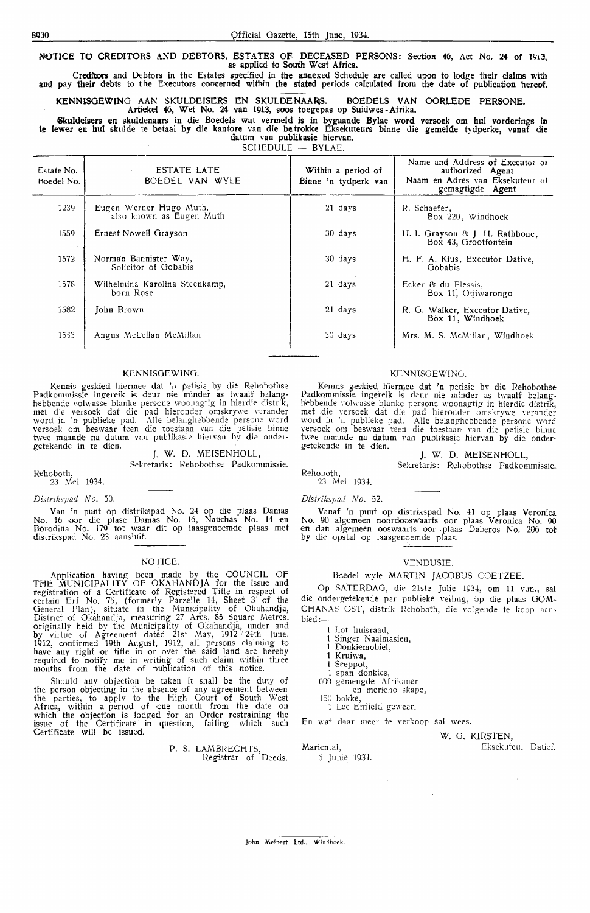**NOTICE TO CREDITORS AND DEBTORS. ESTATES OF DECEASED PERSONS:** Section 46, Act No. 24 of 1913, as applied to South West Africa.

Creditors and Debtors in the Estates specified in the annexed Schedule are called upon to lodge their claims with and pay their debts to the Executors concerned within the stated periods calculated from the date of publication hereof.

**KENNISGEWING AAN SKULDEISERS EN SKULDENAARS. BOEDELS VAN OORLEDE PERSONE.** Artiekel 46, Wet No. 24 van 1913, soos toegepas op Suidwes-Afrika.

Skuldeisers en skuldenaars in die Boedels wat vermeld is in bygaande Bylae word versoek om hul vorderings in te lewer en hul skulde te betaal by die kantore van die betrokke Eksekuteurs binne die gemelde tydperke, vanaf die datum van publikasie hiervan.

SCHEDULE — BYLAE.

| Estate No. Boedel No. | ESTATE LATE BOEDEL VAN WYLE | Within a period of Binne 'n tydperk van | Name and Address of Executor or authorized Agent Naam en Adres van Eksekuteur of gemagtigde Agent |
|---|---|---|---|
| 1239 | Eugen Werner Hugo Muth, also known as Eugen Muth | 21 days | R. Schaefer, Box 220, Windhoek |
| 1559 | Ernest Nowell Grayson | 30 days | H. I. Grayson & J. H. Rathbone, Box 43, Grootfontein |
| 1572 | Norman Bannister Way, Solicitor of Gobabis | 30 days | H. F. A. Kius, Executor Dative, Gobabis |
| 1578 | Wilhelmina Karolina Steenkamp, born Rose | 21 days | Ecker & du Plessis, Box 11, Otjiwarongo |
| 1582 | John Brown | 21 days | R. G. Walker, Executor Dative, Box 11, Windhoek |
| 1583 | Angus McLellan McMillan | 30 days | Mrs. M. S. McMillan, Windhoek |

KENNISGEWING.

Kennis geskied hiermee dat 'n petisie by die Rehobothse Padkommissie ingereik is deur nie minder as twaalf belanghebbende volwasse blanke persone woonagtig in hierdie distrik, met die versoek dat die pad hieronder omskrywe verander word in 'n publieke pad. Alle belanghebbende persone word versoek om beswaar teen die toestaan van die petisie binne twee maande na datum van publikasie hiervan by die ondergetekende in te dien.

J. W. D. MEISENHOLL,
Sekretaris: Rehobothse Padkommissie.

Rehoboth,
23 Mei 1934.

*Distrikspad No.* 50.

Van 'n punt op distrikspad No. 24 op die plaas Damas No. 16 oor die plase Damas No. 16, Nauchas No. 14 en Borodina No. 179 tot waar dit op laasgenoemde plaas met distrikspad No. 23 aansluit.

KENNISGEWING.

Kennis geskied hiermee dat 'n petisie by die Rehobothse Padkommissie ingereik is deur nie minder as twaalf belanghebbende volwasse blanke persone woonagtig in hierdie distrik, met die versoek dat die pad hieronder omskrywe verander word in 'n publieke pad. Alle belanghebbende persone word versoek om beswaar teen die toestaan van die petisie binne twee maande na datum van publikasie hiervan by die ondergetekende in te dien.

J. W. D. MEISENHOLL,
Sekretaris: Rehobothse Padkommissie.

Rehoboth,
23 Mei 1934.

*Distrikspad No.* 52.

Vanaf 'n punt op distrikspad No. 41 op plaas Veronica No. 90 algemeen noordooswaarts oor plaas Veronica No. 90 en dan algemeen ooswaarts oor plaas Daberos No. 206 tot by die opstal op laasgenoemde plaas.

NOTICE.

Application having been made by the COUNCIL OF THE MUNICIPALITY OF OKAHANDJA for the issue and registration of a Certificate of Registered Title in respect of certain Erf No. 75, (formerly Parzelle 14, Sheet 3 of the General Plan), situate in the Municipality of Okahandja, District of Okahandja, measuring 27 Ares, 85 Square Metres, originally held by the Municipality of Okahandja, under and by virtue of Agreement dated 21st May, 1912 / 24th June, 1912, confirmed 19th August, 1912, all persons claiming to have any right or title in or over the said land are hereby required to notify me in writing of such claim within three months from the date of publication of this notice.

Should any objection be taken it shall be the duty of the person objecting in the absence of any agreement between the parties, to apply to the High Court of South West Africa, within a period of one month from the date on which the objection is lodged for an Order restraining the issue of the Certificate in question, failing which such Certificate will be issued.

P. S. LAMBRECHTS,
Registrar of Deeds.

VENDUSIE.

Boedel wyle MARTIN JACOBUS COETZEE.

Op SATERDAG, die 21ste Julie 1934, om 11 v.m., sal die ondergetekende per publieke veiling, op die plaas GOMCHANAS OST, distrik Rehoboth, die volgende te koop aanbied:—

- 1 Lot huisraad,
- 1 Singer Naaimasien,
- 1 Donkiemobiel,
- 1 Kruiwa,
- 1 Seeppot,
- 1 span donkies,
- 600 gemengde Afrikaner en merieno skape,
- 150 bokke,
- 1 Lee Enfield geweer.

En wat daar meer te verkoop sal wees.

W. G. KIRSTEN,
Eksekuteur Datief.

Mariental,
6 Junie 1934.

John Meinert Ltd., Windhoek.